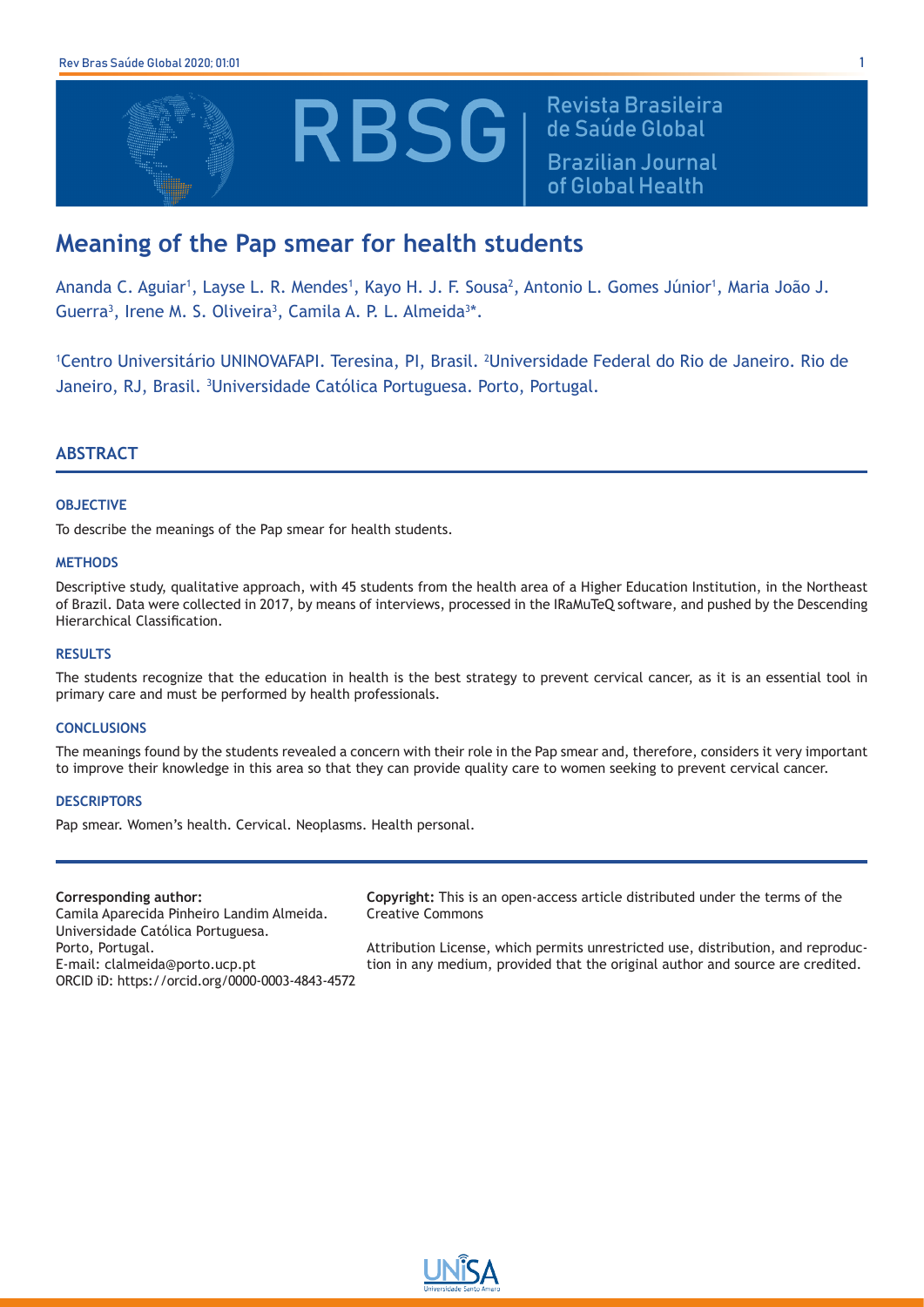# Meaning of the Pap smear for health students

Ananda C. Aguiar[1], Layse L. R. Mendes[1], Kayo H. J. F. Sousa[2], Antonio L. Gomes Júnior[1], Maria João J. Guerra[3], Irene M. S. Oliveira[3], Camila A. P. L. Almeida[3]*.

[1]Centro Universitário UNINOVAFAPI. Teresina, PI, Brasil. [2]Universidade Federal do Rio de Janeiro. Rio de Janeiro, RJ, Brasil. [3]Universidade Católica Portuguesa. Porto, Portugal.

## ABSTRACT

### OBJECTIVE

To describe the meanings of the Pap smear for health students.

### METHODS

Descriptive study, qualitative approach, with 45 students from the health area of a Higher Education Institution, in the Northeast of Brazil. Data were collected in 2017, by means of interviews, processed in the IRaMuTeQ software, and pushed by the Descending Hierarchical Classification.

### RESULTS

The students recognize that the education in health is the best strategy to prevent cervical cancer, as it is an essential tool in primary care and must be performed by health professionals.

### CONCLUSIONS

The meanings found by the students revealed a concern with their role in the Pap smear and, therefore, considers it very important to improve their knowledge in this area so that they can provide quality care to women seeking to prevent cervical cancer.

### DESCRIPTORS

Pap smear. Women's health. Cervical. Neoplasms. Health personal.

**Corresponding author:**
Camila Aparecida Pinheiro Landim Almeida.
Universidade Católica Portuguesa.
Porto, Portugal.
E-mail: clalmeida@porto.ucp.pt
ORCID iD: https://orcid.org/0000-0003-4843-4572

**Copyright:** This is an open-access article distributed under the terms of the Creative Commons

Attribution License, which permits unrestricted use, distribution, and reproduction in any medium, provided that the original author and source are credited.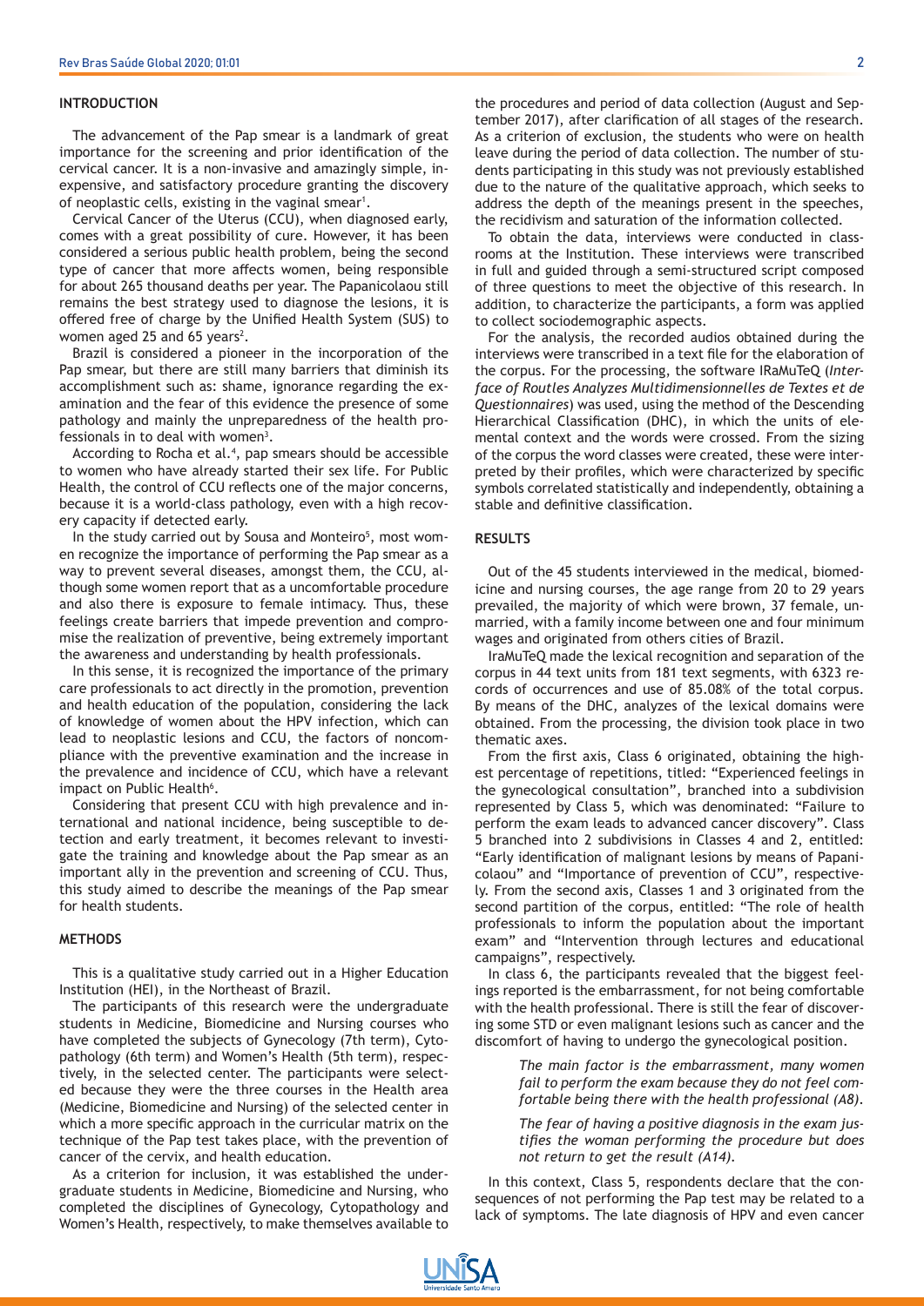## INTRODUCTION

The advancement of the Pap smear is a landmark of great importance for the screening and prior identification of the cervical cancer. It is a non-invasive and amazingly simple, inexpensive, and satisfactory procedure granting the discovery of neoplastic cells, existing in the vaginal smear[1].

Cervical Cancer of the Uterus (CCU), when diagnosed early, comes with a great possibility of cure. However, it has been considered a serious public health problem, being the second type of cancer that more affects women, being responsible for about 265 thousand deaths per year. The Papanicolaou still remains the best strategy used to diagnose the lesions, it is offered free of charge by the Unified Health System (SUS) to women aged 25 and 65 years[2].

Brazil is considered a pioneer in the incorporation of the Pap smear, but there are still many barriers that diminish its accomplishment such as: shame, ignorance regarding the examination and the fear of this evidence the presence of some pathology and mainly the unpreparedness of the health professionals in to deal with women[3].

According to Rocha et al.[4], pap smears should be accessible to women who have already started their sex life. For Public Health, the control of CCU reflects one of the major concerns, because it is a world-class pathology, even with a high recovery capacity if detected early.

In the study carried out by Sousa and Monteiro[5], most women recognize the importance of performing the Pap smear as a way to prevent several diseases, amongst them, the CCU, although some women report that as a uncomfortable procedure and also there is exposure to female intimacy. Thus, these feelings create barriers that impede prevention and compromise the realization of preventive, being extremely important the awareness and understanding by health professionals.

In this sense, it is recognized the importance of the primary care professionals to act directly in the promotion, prevention and health education of the population, considering the lack of knowledge of women about the HPV infection, which can lead to neoplastic lesions and CCU, the factors of noncompliance with the preventive examination and the increase in the prevalence and incidence of CCU, which have a relevant impact on Public Health[6].

Considering that present CCU with high prevalence and international and national incidence, being susceptible to detection and early treatment, it becomes relevant to investigate the training and knowledge about the Pap smear as an important ally in the prevention and screening of CCU. Thus, this study aimed to describe the meanings of the Pap smear for health students.

## METHODS

This is a qualitative study carried out in a Higher Education Institution (HEI), in the Northeast of Brazil.

The participants of this research were the undergraduate students in Medicine, Biomedicine and Nursing courses who have completed the subjects of Gynecology (7th term), Cytopathology (6th term) and Women's Health (5th term), respectively, in the selected center. The participants were selected because they were the three courses in the Health area (Medicine, Biomedicine and Nursing) of the selected center in which a more specific approach in the curricular matrix on the technique of the Pap test takes place, with the prevention of cancer of the cervix, and health education.

As a criterion for inclusion, it was established the undergraduate students in Medicine, Biomedicine and Nursing, who completed the disciplines of Gynecology, Cytopathology and Women's Health, respectively, to make themselves available to the procedures and period of data collection (August and September 2017), after clarification of all stages of the research. As a criterion of exclusion, the students who were on health leave during the period of data collection. The number of students participating in this study was not previously established due to the nature of the qualitative approach, which seeks to address the depth of the meanings present in the speeches, the recidivism and saturation of the information collected.

To obtain the data, interviews were conducted in classrooms at the Institution. These interviews were transcribed in full and guided through a semi-structured script composed of three questions to meet the objective of this research. In addition, to characterize the participants, a form was applied to collect sociodemographic aspects.

For the analysis, the recorded audios obtained during the interviews were transcribed in a text file for the elaboration of the corpus. For the processing, the software IRaMuTeQ (*Interface of Routles Analyzes Multidimensionnelles de Textes et de Questionnaires*) was used, using the method of the Descending Hierarchical Classification (DHC), in which the units of elemental context and the words were crossed. From the sizing of the corpus the word classes were created, these were interpreted by their profiles, which were characterized by specific symbols correlated statistically and independently, obtaining a stable and definitive classification.

## RESULTS

Out of the 45 students interviewed in the medical, biomedicine and nursing courses, the age range from 20 to 29 years prevailed, the majority of which were brown, 37 female, unmarried, with a family income between one and four minimum wages and originated from others cities of Brazil.

IraMuTeQ made the lexical recognition and separation of the corpus in 44 text units from 181 text segments, with 6323 records of occurrences and use of 85.08% of the total corpus. By means of the DHC, analyzes of the lexical domains were obtained. From the processing, the division took place in two thematic axes.

From the first axis, Class 6 originated, obtaining the highest percentage of repetitions, titled: "Experienced feelings in the gynecological consultation", branched into a subdivision represented by Class 5, which was denominated: "Failure to perform the exam leads to advanced cancer discovery". Class 5 branched into 2 subdivisions in Classes 4 and 2, entitled: "Early identification of malignant lesions by means of Papanicolaou" and "Importance of prevention of CCU", respectively. From the second axis, Classes 1 and 3 originated from the second partition of the corpus, entitled: "The role of health professionals to inform the population about the important exam" and "Intervention through lectures and educational campaigns", respectively.

In class 6, the participants revealed that the biggest feelings reported is the embarrassment, for not being comfortable with the health professional. There is still the fear of discovering some STD or even malignant lesions such as cancer and the discomfort of having to undergo the gynecological position.

> *The main factor is the embarrassment, many women fail to perform the exam because they do not feel comfortable being there with the health professional (A8).*

> *The fear of having a positive diagnosis in the exam justifies the woman performing the procedure but does not return to get the result (A14).*

In this context, Class 5, respondents declare that the consequences of not performing the Pap test may be related to a lack of symptoms. The late diagnosis of HPV and even cancer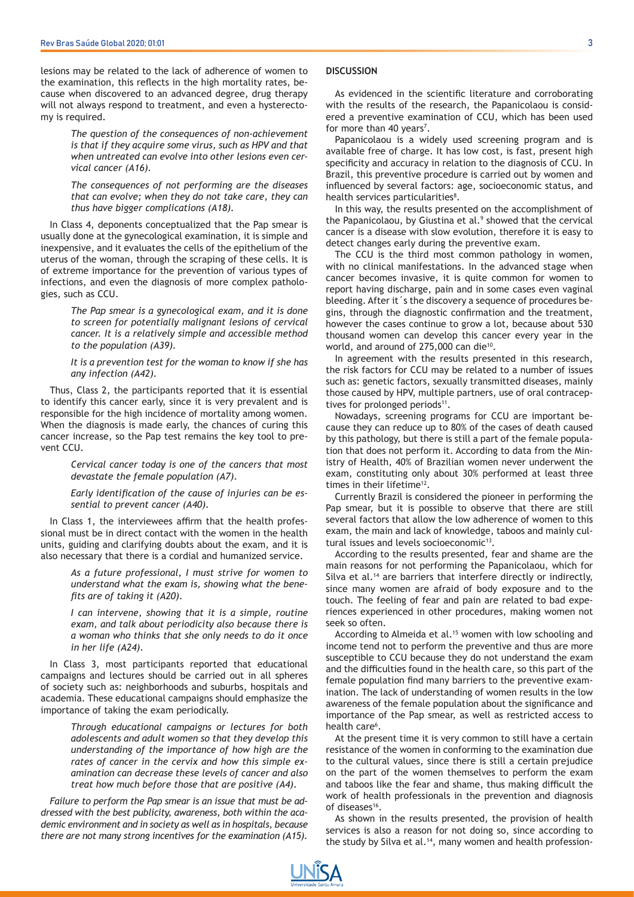lesions may be related to the lack of adherence of women to the examination, this reflects in the high mortality rates, because when discovered to an advanced degree, drug therapy will not always respond to treatment, and even a hysterectomy is required.

> *The question of the consequences of non-achievement is that if they acquire some virus, such as HPV and that when untreated can evolve into other lesions even cervical cancer (A16).*

> *The consequences of not performing are the diseases that can evolve; when they do not take care, they can thus have bigger complications (A18).*

In Class 4, deponents conceptualized that the Pap smear is usually done at the gynecological examination, it is simple and inexpensive, and it evaluates the cells of the epithelium of the uterus of the woman, through the scraping of these cells. It is of extreme importance for the prevention of various types of infections, and even the diagnosis of more complex pathologies, such as CCU.

> *The Pap smear is a gynecological exam, and it is done to screen for potentially malignant lesions of cervical cancer. It is a relatively simple and accessible method to the population (A39).*

> *It is a prevention test for the woman to know if she has any infection (A42).*

Thus, Class 2, the participants reported that it is essential to identify this cancer early, since it is very prevalent and is responsible for the high incidence of mortality among women. When the diagnosis is made early, the chances of curing this cancer increase, so the Pap test remains the key tool to prevent CCU.

> *Cervical cancer today is one of the cancers that most devastate the female population (A7).*

> *Early identification of the cause of injuries can be essential to prevent cancer (A40).*

In Class 1, the interviewees affirm that the health professional must be in direct contact with the women in the health units, guiding and clarifying doubts about the exam, and it is also necessary that there is a cordial and humanized service.

> *As a future professional, I must strive for women to understand what the exam is, showing what the benefits are of taking it (A20).*

> *I can intervene, showing that it is a simple, routine exam, and talk about periodicity also because there is a woman who thinks that she only needs to do it once in her life (A24).*

In Class 3, most participants reported that educational campaigns and lectures should be carried out in all spheres of society such as: neighborhoods and suburbs, hospitals and academia. These educational campaigns should emphasize the importance of taking the exam periodically.

> *Through educational campaigns or lectures for both adolescents and adult women so that they develop this understanding of the importance of how high are the rates of cancer in the cervix and how this simple examination can decrease these levels of cancer and also treat how much before those that are positive (A4).*

*Failure to perform the Pap smear is an issue that must be addressed with the best publicity, awareness, both within the academic environment and in society as well as in hospitals, because there are not many strong incentives for the examination (A15).*

## DISCUSSION

As evidenced in the scientific literature and corroborating with the results of the research, the Papanicolaou is considered a preventive examination of CCU, which has been used for more than 40 years[7].

Papanicolaou is a widely used screening program and is available free of charge. It has low cost, is fast, present high specificity and accuracy in relation to the diagnosis of CCU. In Brazil, this preventive procedure is carried out by women and influenced by several factors: age, socioeconomic status, and health services particularities[8].

In this way, the results presented on the accomplishment of the Papanicolaou, by Giustina et al.[9] showed that the cervical cancer is a disease with slow evolution, therefore it is easy to detect changes early during the preventive exam.

The CCU is the third most common pathology in women, with no clinical manifestations. In the advanced stage when cancer becomes invasive, it is quite common for women to report having discharge, pain and in some cases even vaginal bleeding. After it´s the discovery a sequence of procedures begins, through the diagnostic confirmation and the treatment, however the cases continue to grow a lot, because about 530 thousand women can develop this cancer every year in the world, and around of 275,000 can die[10].

In agreement with the results presented in this research, the risk factors for CCU may be related to a number of issues such as: genetic factors, sexually transmitted diseases, mainly those caused by HPV, multiple partners, use of oral contraceptives for prolonged periods[11].

Nowadays, screening programs for CCU are important because they can reduce up to 80% of the cases of death caused by this pathology, but there is still a part of the female population that does not perform it. According to data from the Ministry of Health, 40% of Brazilian women never underwent the exam, constituting only about 30% performed at least three times in their lifetime[12].

Currently Brazil is considered the pioneer in performing the Pap smear, but it is possible to observe that there are still several factors that allow the low adherence of women to this exam, the main and lack of knowledge, taboos and mainly cultural issues and levels socioeconomic[13].

According to the results presented, fear and shame are the main reasons for not performing the Papanicolaou, which for Silva et al.[14] are barriers that interfere directly or indirectly, since many women are afraid of body exposure and to the touch. The feeling of fear and pain are related to bad experiences experienced in other procedures, making women not seek so often.

According to Almeida et al.[15] women with low schooling and income tend not to perform the preventive and thus are more susceptible to CCU because they do not understand the exam and the difficulties found in the health care, so this part of the female population find many barriers to the preventive examination. The lack of understanding of women results in the low awareness of the female population about the significance and importance of the Pap smear, as well as restricted access to health care[6].

At the present time it is very common to still have a certain resistance of the women in conforming to the examination due to the cultural values, since there is still a certain prejudice on the part of the women themselves to perform the exam and taboos like the fear and shame, thus making difficult the work of health professionals in the prevention and diagnosis of diseases[16].

As shown in the results presented, the provision of health services is also a reason for not doing so, since according to the study by Silva et al.[14], many women and health profession-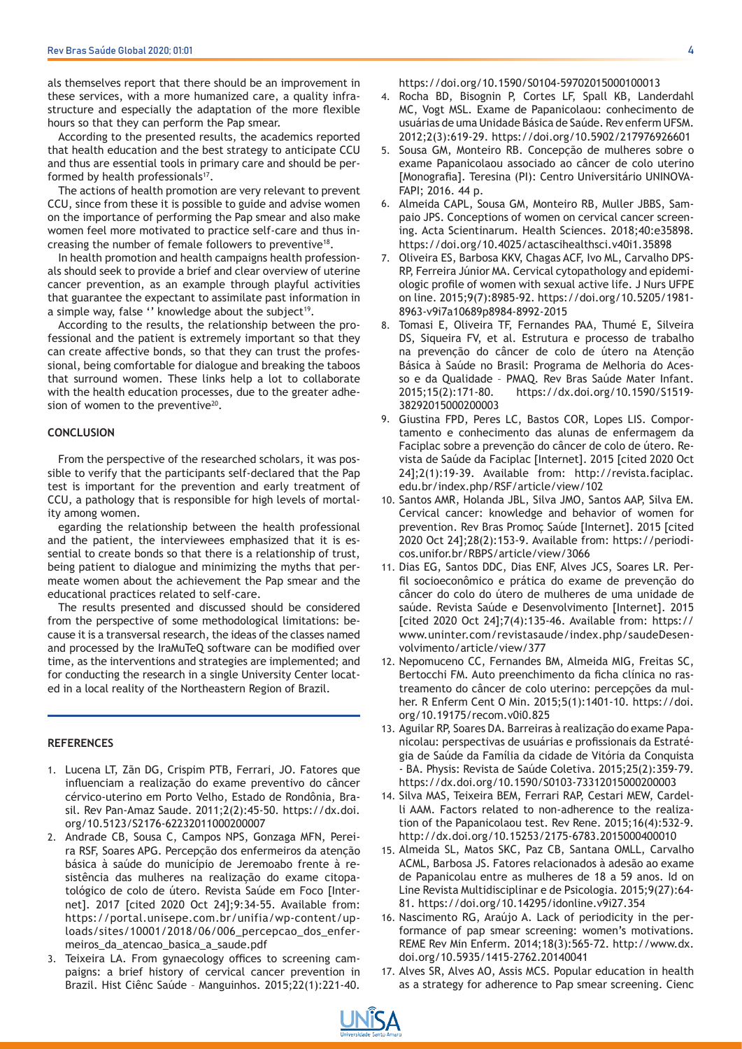als themselves report that there should be an improvement in these services, with a more humanized care, a quality infrastructure and especially the adaptation of the more flexible hours so that they can perform the Pap smear.

According to the presented results, the academics reported that health education and the best strategy to anticipate CCU and thus are essential tools in primary care and should be performed by health professionals[17].

The actions of health promotion are very relevant to prevent CCU, since from these it is possible to guide and advise women on the importance of performing the Pap smear and also make women feel more motivated to practice self-care and thus increasing the number of female followers to preventive[18].

In health promotion and health campaigns health professionals should seek to provide a brief and clear overview of uterine cancer prevention, as an example through playful activities that guarantee the expectant to assimilate past information in a simple way, false '' knowledge about the subject[19].

According to the results, the relationship between the professional and the patient is extremely important so that they can create affective bonds, so that they can trust the professional, being comfortable for dialogue and breaking the taboos that surround women. These links help a lot to collaborate with the health education processes, due to the greater adhesion of women to the preventive[20].

## CONCLUSION

From the perspective of the researched scholars, it was possible to verify that the participants self-declared that the Pap test is important for the prevention and early treatment of CCU, a pathology that is responsible for high levels of mortality among women.

egarding the relationship between the health professional and the patient, the interviewees emphasized that it is essential to create bonds so that there is a relationship of trust, being patient to dialogue and minimizing the myths that permeate women about the achievement the Pap smear and the educational practices related to self-care.

The results presented and discussed should be considered from the perspective of some methodological limitations: because it is a transversal research, the ideas of the classes named and processed by the IraMuTeQ software can be modified over time, as the interventions and strategies are implemented; and for conducting the research in a single University Center located in a local reality of the Northeastern Region of Brazil.

## REFERENCES

1. Lucena LT, Zãn DG, Crispim PTB, Ferrari, JO. Fatores que influenciam a realização do exame preventivo do câncer cérvico-uterino em Porto Velho, Estado de Rondônia, Brasil. Rev Pan-Amaz Saude. 2011;2(2):45-50. https://dx.doi.org/10.5123/S2176-62232011000200007
2. Andrade CB, Sousa C, Campos NPS, Gonzaga MFN, Pereira RSF, Soares APG. Percepção dos enfermeiros da atenção básica à saúde do município de Jeremoabo frente à resistência das mulheres na realização do exame citopatológico de colo de útero. Revista Saúde em Foco [Internet]. 2017 [cited 2020 Oct 24];9:34-55. Available from: https://portal.unisepe.com.br/unifia/wp-content/uploads/sites/10001/2018/06/006_percepcao_dos_enfermeiros_da_atencao_basica_a_saude.pdf
3. Teixeira LA. From gynaecology offices to screening campaigns: a brief history of cervical cancer prevention in Brazil. Hist Ciênc Saúde – Manguinhos. 2015;22(1):221-40. https://doi.org/10.1590/S0104-59702015000100013
4. Rocha BD, Bisognin P, Cortes LF, Spall KB, Landerdahl MC, Vogt MSL. Exame de Papanicolaou: conhecimento de usuárias de uma Unidade Básica de Saúde. Rev enferm UFSM. 2012;2(3):619-29. https://doi.org/10.5902/217976926601
5. Sousa GM, Monteiro RB. Concepção de mulheres sobre o exame Papanicolaou associado ao câncer de colo uterino [Monografia]. Teresina (PI): Centro Universitário UNINOVAFAPI; 2016. 44 p.
6. Almeida CAPL, Sousa GM, Monteiro RB, Muller JBBS, Sampaio JPS. Conceptions of women on cervical cancer screening. Acta Scientinarum. Health Sciences. 2018;40:e35898. https://doi.org/10.4025/actascihealthsci.v40i1.35898
7. Oliveira ES, Barbosa KKV, Chagas ACF, Ivo ML, Carvalho DPSRP, Ferreira Júnior MA. Cervical cytopathology and epidemiologic profile of women with sexual active life. J Nurs UFPE on line. 2015;9(7):8985-92. https://doi.org/10.5205/1981-8963-v9i7a10689p8984-8992-2015
8. Tomasi E, Oliveira TF, Fernandes PAA, Thumé E, Silveira DS, Siqueira FV, et al. Estrutura e processo de trabalho na prevenção do câncer de colo de útero na Atenção Básica à Saúde no Brasil: Programa de Melhoria do Acesso e da Qualidade – PMAQ. Rev Bras Saúde Mater Infant. 2015;15(2):171-80. https://dx.doi.org/10.1590/S1519-38292015000200003
9. Giustina FPD, Peres LC, Bastos COR, Lopes LIS. Comportamento e conhecimento das alunas de enfermagem da Faciplac sobre a prevenção do câncer de colo de útero. Revista de Saúde da Faciplac [Internet]. 2015 [cited 2020 Oct 24];2(1):19-39. Available from: http://revista.faciplac.edu.br/index.php/RSF/article/view/102
10. Santos AMR, Holanda JBL, Silva JMO, Santos AAP, Silva EM. Cervical cancer: knowledge and behavior of women for prevention. Rev Bras Promoç Saúde [Internet]. 2015 [cited 2020 Oct 24];28(2):153-9. Available from: https://periodicos.unifor.br/RBPS/article/view/3066
11. Dias EG, Santos DDC, Dias ENF, Alves JCS, Soares LR. Perfil socioeconômico e prática do exame de prevenção do câncer do colo do útero de mulheres de uma unidade de saúde. Revista Saúde e Desenvolvimento [Internet]. 2015 [cited 2020 Oct 24];7(4):135-46. Available from: https://www.uninter.com/revistasaude/index.php/saudeDesenvolvimento/article/view/377
12. Nepomuceno CC, Fernandes BM, Almeida MIG, Freitas SC, Bertocchi FM. Auto preenchimento da ficha clínica no rastreamento do câncer de colo uterino: percepções da mulher. R Enferm Cent O Min. 2015;5(1):1401-10. https://doi.org/10.19175/recom.v0i0.825
13. Aguilar RP, Soares DA. Barreiras à realização do exame Papanicolau: perspectivas de usuárias e profissionais da Estratégia de Saúde da Família da cidade de Vitória da Conquista - BA. Physis: Revista de Saúde Coletiva. 2015;25(2):359-79. https://dx.doi.org/10.1590/S0103-73312015000200003
14. Silva MAS, Teixeira BEM, Ferrari RAP, Cestari MEW, Cardelli AAM. Factors related to non-adherence to the realization of the Papanicolaou test. Rev Rene. 2015;16(4):532-9. http://dx.doi.org/10.15253/2175-6783.2015000400010
15. Almeida SL, Matos SKC, Paz CB, Santana OMLL, Carvalho ACML, Barbosa JS. Fatores relacionados à adesão ao exame de Papanicolau entre as mulheres de 18 a 59 anos. Id on Line Revista Multidisciplinar e de Psicologia. 2015;9(27):64-81. https://doi.org/10.14295/idonline.v9i27.354
16. Nascimento RG, Araújo A. Lack of periodicity in the performance of pap smear screening: women's motivations. REME Rev Min Enferm. 2014;18(3):565-72. http://www.dx.doi.org/10.5935/1415-2762.20140041
17. Alves SR, Alves AO, Assis MCS. Popular education in health as a strategy for adherence to Pap smear screening. Cienc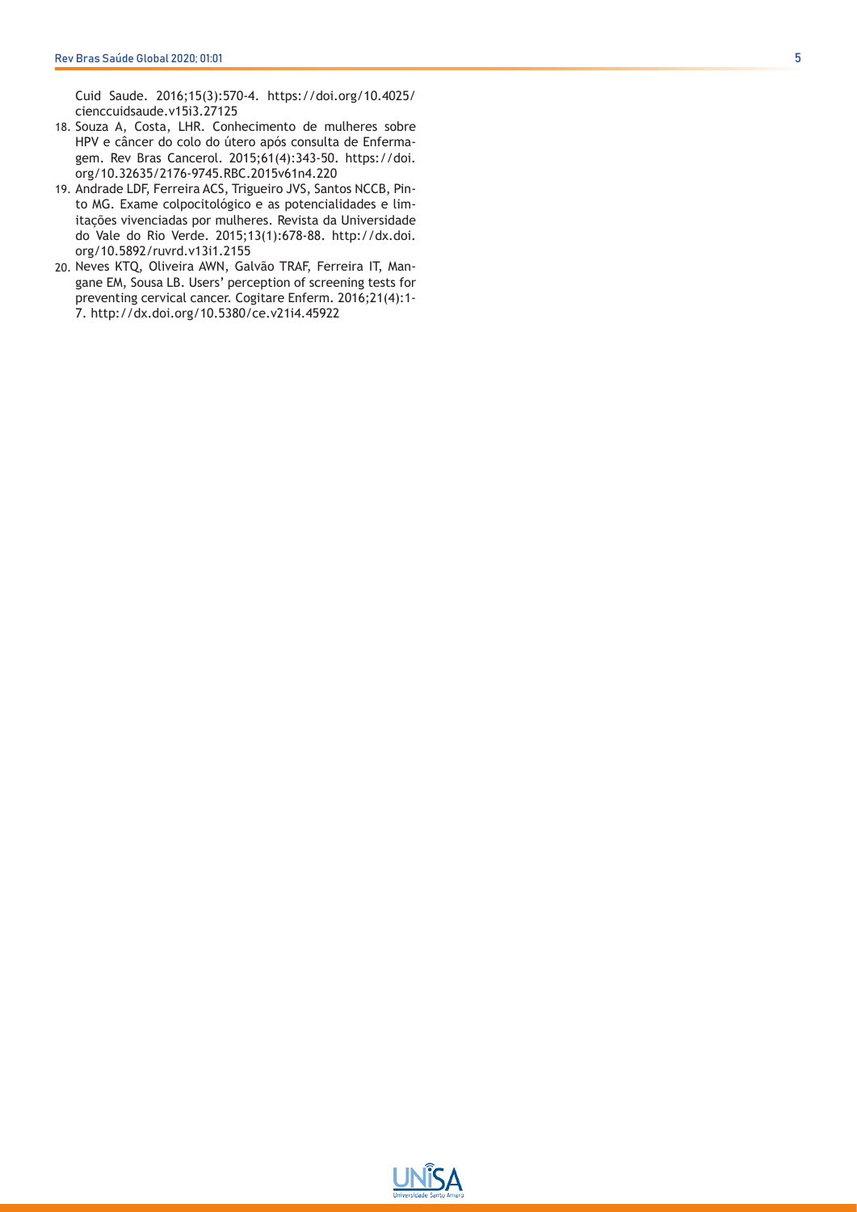Cuid Saude. 2016;15(3):570-4. https://doi.org/10.4025/cienccuidsaude.v15i3.27125

18. Souza A, Costa, LHR. Conhecimento de mulheres sobre HPV e câncer do colo do útero após consulta de Enfermagem. Rev Bras Cancerol. 2015;61(4):343-50. https://doi.org/10.32635/2176-9745.RBC.2015v61n4.220
19. Andrade LDF, Ferreira ACS, Trigueiro JVS, Santos NCCB, Pinto MG. Exame colpocitológico e as potencialidades e limitações vivenciadas por mulheres. Revista da Universidade do Vale do Rio Verde. 2015;13(1):678-88. http://dx.doi.org/10.5892/ruvrd.v13i1.2155
20. Neves KTQ, Oliveira AWN, Galvão TRAF, Ferreira IT, Mangane EM, Sousa LB. Users' perception of screening tests for preventing cervical cancer. Cogitare Enferm. 2016;21(4):1-7. http://dx.doi.org/10.5380/ce.v21i4.45922